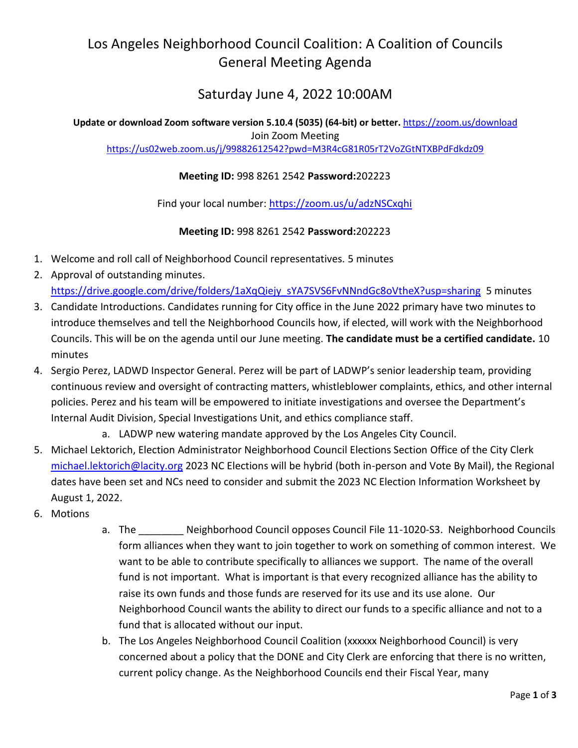# Los Angeles Neighborhood Council Coalition: A Coalition of Councils General Meeting Agenda

## Saturday June 4, 2022 10:00AM

**Update or download Zoom software version 5.10.4 (5035) (64-bit) or better.** https://zoom.us/download

Join Zoom Meeting

https://us02web.zoom.us/j/99882612542?pwd=M3R4cG81R05rT2VoZGtNTXBPdFdkdz09

**Meeting ID:** 998 8261 2542 **Password:**202223

Find your local number: https://zoom.us/u/adzNSCxqhi

**Meeting ID:** 998 8261 2542 **Password:**202223

1. Welcome and roll call of Neighborhood Council representatives. 5 minutes
2. Approval of outstanding minutes. https://drive.google.com/drive/folders/1aXqQiejy_sYA7SVS6FvNNndGc8oVtheX?usp=sharing 5 minutes
3. Candidate Introductions. Candidates running for City office in the June 2022 primary have two minutes to introduce themselves and tell the Neighborhood Councils how, if elected, will work with the Neighborhood Councils. This will be on the agenda until our June meeting. **The candidate must be a certified candidate.** 10 minutes
4. Sergio Perez, LADWD Inspector General. Perez will be part of LADWP's senior leadership team, providing continuous review and oversight of contracting matters, whistleblower complaints, ethics, and other internal policies. Perez and his team will be empowered to initiate investigations and oversee the Department's Internal Audit Division, Special Investigations Unit, and ethics compliance staff.
   a. LADWP new watering mandate approved by the Los Angeles City Council.
5. Michael Lektorich, Election Administrator Neighborhood Council Elections Section Office of the City Clerk michael.lektorich@lacity.org 2023 NC Elections will be hybrid (both in-person and Vote By Mail), the Regional dates have been set and NCs need to consider and submit the 2023 NC Election Information Worksheet by August 1, 2022.
6. Motions
   a. The ________ Neighborhood Council opposes Council File 11-1020-S3. Neighborhood Councils form alliances when they want to join together to work on something of common interest. We want to be able to contribute specifically to alliances we support. The name of the overall fund is not important. What is important is that every recognized alliance has the ability to raise its own funds and those funds are reserved for its use and its use alone. Our Neighborhood Council wants the ability to direct our funds to a specific alliance and not to a fund that is allocated without our input.
   b. The Los Angeles Neighborhood Council Coalition (xxxxxx Neighborhood Council) is very concerned about a policy that the DONE and City Clerk are enforcing that there is no written, current policy change. As the Neighborhood Councils end their Fiscal Year, many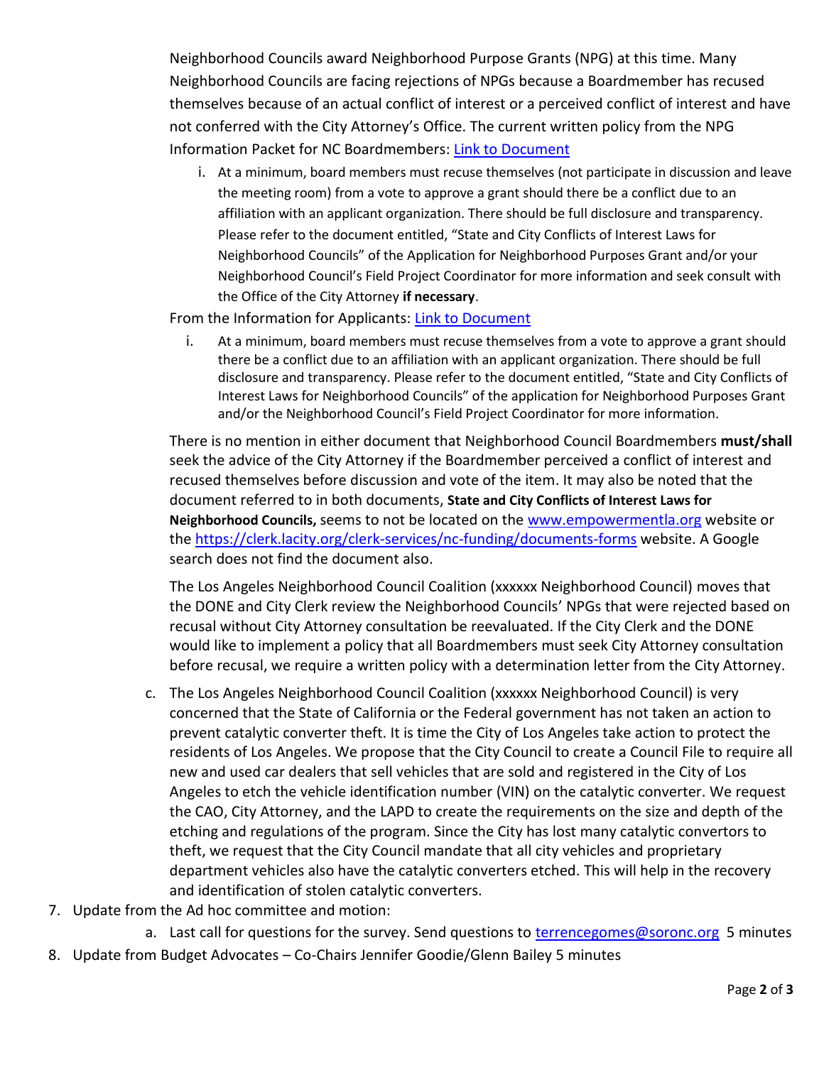Neighborhood Councils award Neighborhood Purpose Grants (NPG) at this time. Many Neighborhood Councils are facing rejections of NPGs because a Boardmember has recused themselves because of an actual conflict of interest or a perceived conflict of interest and have not conferred with the City Attorney's Office. The current written policy from the NPG Information Packet for NC Boardmembers: [Link to Document]

   i. At a minimum, board members must recuse themselves (not participate in discussion and leave the meeting room) from a vote to approve a grant should there be a conflict due to an affiliation with an applicant organization. There should be full disclosure and transparency. Please refer to the document entitled, "State and City Conflicts of Interest Laws for Neighborhood Councils" of the Application for Neighborhood Purposes Grant and/or your Neighborhood Council's Field Project Coordinator for more information and seek consult with the Office of the City Attorney **if necessary**.

From the Information for Applicants: [Link to Document]

   i. At a minimum, board members must recuse themselves from a vote to approve a grant should there be a conflict due to an affiliation with an applicant organization. There should be full disclosure and transparency. Please refer to the document entitled, "State and City Conflicts of Interest Laws for Neighborhood Councils" of the application for Neighborhood Purposes Grant and/or the Neighborhood Council's Field Project Coordinator for more information.

There is no mention in either document that Neighborhood Council Boardmembers **must/shall** seek the advice of the City Attorney if the Boardmember perceived a conflict of interest and recused themselves before discussion and vote of the item. It may also be noted that the document referred to in both documents, **State and City Conflicts of Interest Laws for Neighborhood Councils,** seems to not be located on the www.empowermentla.org website or the https://clerk.lacity.org/clerk-services/nc-funding/documents-forms website. A Google search does not find the document also.

The Los Angeles Neighborhood Council Coalition (xxxxxx Neighborhood Council) moves that the DONE and City Clerk review the Neighborhood Councils' NPGs that were rejected based on recusal without City Attorney consultation be reevaluated. If the City Clerk and the DONE would like to implement a policy that all Boardmembers must seek City Attorney consultation before recusal, we require a written policy with a determination letter from the City Attorney.

   c. The Los Angeles Neighborhood Council Coalition (xxxxxx Neighborhood Council) is very concerned that the State of California or the Federal government has not taken an action to prevent catalytic converter theft. It is time the City of Los Angeles take action to protect the residents of Los Angeles. We propose that the City Council to create a Council File to require all new and used car dealers that sell vehicles that are sold and registered in the City of Los Angeles to etch the vehicle identification number (VIN) on the catalytic converter. We request the CAO, City Attorney, and the LAPD to create the requirements on the size and depth of the etching and regulations of the program. Since the City has lost many catalytic convertors to theft, we request that the City Council mandate that all city vehicles and proprietary department vehicles also have the catalytic converters etched. This will help in the recovery and identification of stolen catalytic converters.

7. Update from the Ad hoc committee and motion:
   a. Last call for questions for the survey. Send questions to terrencegomes@soronc.org 5 minutes
8. Update from Budget Advocates – Co-Chairs Jennifer Goodie/Glenn Bailey 5 minutes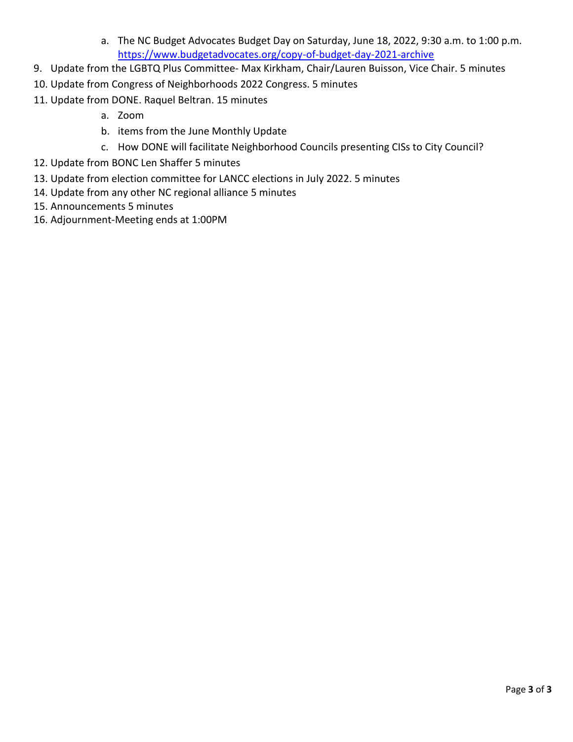a. The NC Budget Advocates Budget Day on Saturday, June 18, 2022, 9:30 a.m. to 1:00 p.m. [https://www.budgetadvocates.org/copy-of-budget-day-2021-archive](https://www.budgetadvocates.org/copy-of-budget-day-2021-archive)

9. Update from the LGBTQ Plus Committee- Max Kirkham, Chair/Lauren Buisson, Vice Chair. 5 minutes
10. Update from Congress of Neighborhoods 2022 Congress. 5 minutes
11. Update from DONE. Raquel Beltran. 15 minutes
    a. Zoom
    b. items from the June Monthly Update
    c. How DONE will facilitate Neighborhood Councils presenting CISs to City Council?
12. Update from BONC Len Shaffer 5 minutes
13. Update from election committee for LANCC elections in July 2022. 5 minutes
14. Update from any other NC regional alliance 5 minutes
15. Announcements 5 minutes
16. Adjournment-Meeting ends at 1:00PM